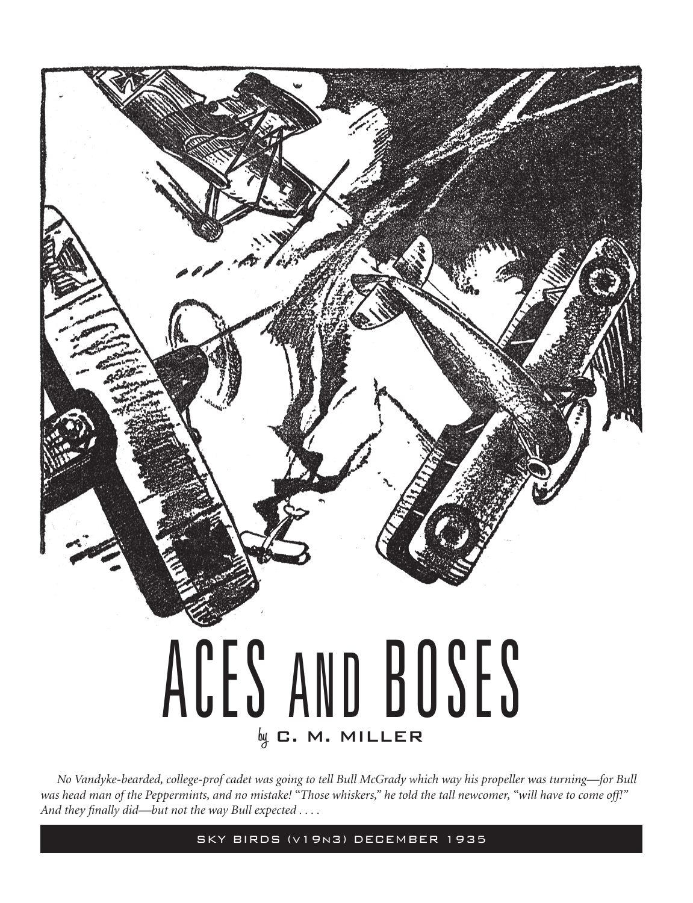# ACES AND BOSES

by C. M. MILLER

*No Vandyke-bearded, college-prof cadet was going to tell Bull McGrady which way his propeller was turning—for Bull was head man of the Peppermints, and no mistake! "Those whiskers," he told the tall newcomer, "will have to come off!" And they finally did—but not the way Bull expected . . . .*

SKY BIRDS (v19n3) DECEMBER 1935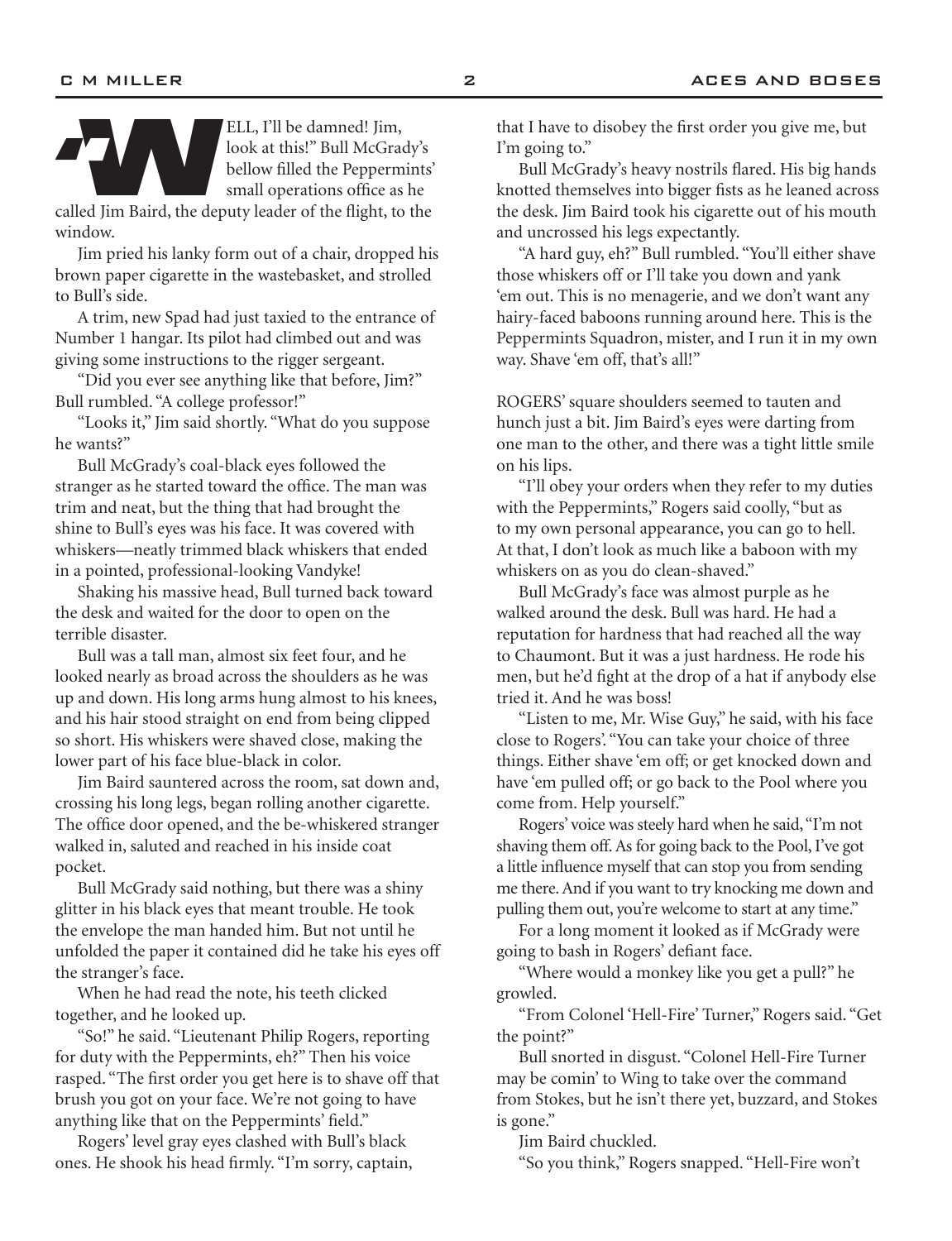"WELL, I'll be damned! Jim, look at this!" Bull McGrady's bellow filled the Peppermints' small operations office as he called Jim Baird, the deputy leader of the flight, to the window.

Jim pried his lanky form out of a chair, dropped his brown paper cigarette in the wastebasket, and strolled to Bull's side.

A trim, new Spad had just taxied to the entrance of Number 1 hangar. Its pilot had climbed out and was giving some instructions to the rigger sergeant.

"Did you ever see anything like that before, Jim?" Bull rumbled. "A college professor!"

"Looks it," Jim said shortly. "What do you suppose he wants?"

Bull McGrady's coal-black eyes followed the stranger as he started toward the office. The man was trim and neat, but the thing that had brought the shine to Bull's eyes was his face. It was covered with whiskers—neatly trimmed black whiskers that ended in a pointed, professional-looking Vandyke!

Shaking his massive head, Bull turned back toward the desk and waited for the door to open on the terrible disaster.

Bull was a tall man, almost six feet four, and he looked nearly as broad across the shoulders as he was up and down. His long arms hung almost to his knees, and his hair stood straight on end from being clipped so short. His whiskers were shaved close, making the lower part of his face blue-black in color.

Jim Baird sauntered across the room, sat down and, crossing his long legs, began rolling another cigarette. The office door opened, and the be-whiskered stranger walked in, saluted and reached in his inside coat pocket.

Bull McGrady said nothing, but there was a shiny glitter in his black eyes that meant trouble. He took the envelope the man handed him. But not until he unfolded the paper it contained did he take his eyes off the stranger's face.

When he had read the note, his teeth clicked together, and he looked up.

"So!" he said. "Lieutenant Philip Rogers, reporting for duty with the Peppermints, eh?" Then his voice rasped. "The first order you get here is to shave off that brush you got on your face. We're not going to have anything like that on the Peppermints' field."

Rogers' level gray eyes clashed with Bull's black ones. He shook his head firmly. "I'm sorry, captain, that I have to disobey the first order you give me, but I'm going to."

Bull McGrady's heavy nostrils flared. His big hands knotted themselves into bigger fists as he leaned across the desk. Jim Baird took his cigarette out of his mouth and uncrossed his legs expectantly.

"A hard guy, eh?" Bull rumbled. "You'll either shave those whiskers off or I'll take you down and yank 'em out. This is no menagerie, and we don't want any hairy-faced baboons running around here. This is the Peppermints Squadron, mister, and I run it in my own way. Shave 'em off, that's all!"

ROGERS' square shoulders seemed to tauten and hunch just a bit. Jim Baird's eyes were darting from one man to the other, and there was a tight little smile on his lips.

"I'll obey your orders when they refer to my duties with the Peppermints," Rogers said coolly, "but as to my own personal appearance, you can go to hell. At that, I don't look as much like a baboon with my whiskers on as you do clean-shaved."

Bull McGrady's face was almost purple as he walked around the desk. Bull was hard. He had a reputation for hardness that had reached all the way to Chaumont. But it was a just hardness. He rode his men, but he'd fight at the drop of a hat if anybody else tried it. And he was boss!

"Listen to me, Mr. Wise Guy," he said, with his face close to Rogers'. "You can take your choice of three things. Either shave 'em off; or get knocked down and have 'em pulled off; or go back to the Pool where you come from. Help yourself."

Rogers' voice was steely hard when he said, "I'm not shaving them off. As for going back to the Pool, I've got a little influence myself that can stop you from sending me there. And if you want to try knocking me down and pulling them out, you're welcome to start at any time."

For a long moment it looked as if McGrady were going to bash in Rogers' defiant face.

"Where would a monkey like you get a pull?" he growled.

"From Colonel 'Hell-Fire' Turner," Rogers said. "Get the point?"

Bull snorted in disgust. "Colonel Hell-Fire Turner may be comin' to Wing to take over the command from Stokes, but he isn't there yet, buzzard, and Stokes is gone."

Jim Baird chuckled.

"So you think," Rogers snapped. "Hell-Fire won't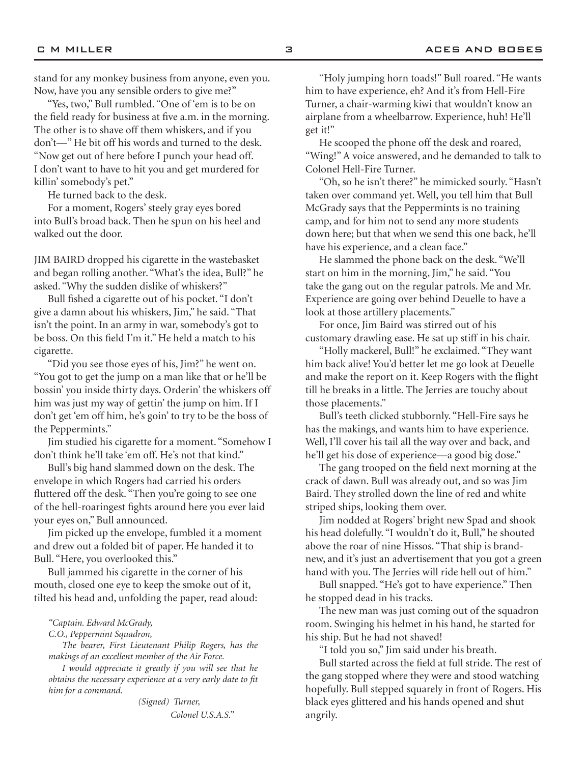stand for any monkey business from anyone, even you. Now, have you any sensible orders to give me?"

"Yes, two," Bull rumbled. "One of 'em is to be on the field ready for business at five a.m. in the morning. The other is to shave off them whiskers, and if you don't—" He bit off his words and turned to the desk. "Now get out of here before I punch your head off. I don't want to have to hit you and get murdered for killin' somebody's pet."

He turned back to the desk.

For a moment, Rogers' steely gray eyes bored into Bull's broad back. Then he spun on his heel and walked out the door.

JIM BAIRD dropped his cigarette in the wastebasket and began rolling another. "What's the idea, Bull?" he asked. "Why the sudden dislike of whiskers?"

Bull fished a cigarette out of his pocket. "I don't give a damn about his whiskers, Jim," he said. "That isn't the point. In an army in war, somebody's got to be boss. On this field I'm it." He held a match to his cigarette.

"Did you see those eyes of his, Jim?" he went on. "You got to get the jump on a man like that or he'll be bossin' you inside thirty days. Orderin' the whiskers off him was just my way of gettin' the jump on him. If I don't get 'em off him, he's goin' to try to be the boss of the Peppermints."

Jim studied his cigarette for a moment. "Somehow I don't think he'll take 'em off. He's not that kind."

Bull's big hand slammed down on the desk. The envelope in which Rogers had carried his orders fluttered off the desk. "Then you're going to see one of the hell-roaringest fights around here you ever laid your eyes on," Bull announced.

Jim picked up the envelope, fumbled it a moment and drew out a folded bit of paper. He handed it to Bull. "Here, you overlooked this."

Bull jammed his cigarette in the corner of his mouth, closed one eye to keep the smoke out of it, tilted his head and, unfolding the paper, read aloud:

*"Captain. Edward McGrady,*
*C.O., Peppermint Squadron,*

*The bearer, First Lieutenant Philip Rogers, has the makings of an excellent member of the Air Force.*

*I would appreciate it greatly if you will see that he obtains the necessary experience at a very early date to fit him for a command.*

*(Signed) Turner,*
*Colonel U.S.A.S."*

"Holy jumping horn toads!" Bull roared. "He wants him to have experience, eh? And it's from Hell-Fire Turner, a chair-warming kiwi that wouldn't know an airplane from a wheelbarrow. Experience, huh! He'll get it!"

He scooped the phone off the desk and roared, "Wing!" A voice answered, and he demanded to talk to Colonel Hell-Fire Turner.

"Oh, so he isn't there?" he mimicked sourly. "Hasn't taken over command yet. Well, you tell him that Bull McGrady says that the Peppermints is no training camp, and for him not to send any more students down here; but that when we send this one back, he'll have his experience, and a clean face."

He slammed the phone back on the desk. "We'll start on him in the morning, Jim," he said. "You take the gang out on the regular patrols. Me and Mr. Experience are going over behind Deuelle to have a look at those artillery placements."

For once, Jim Baird was stirred out of his customary drawling ease. He sat up stiff in his chair.

"Holly mackerel, Bull!" he exclaimed. "They want him back alive! You'd better let me go look at Deuelle and make the report on it. Keep Rogers with the flight till he breaks in a little. The Jerries are touchy about those placements."

Bull's teeth clicked stubbornly. "Hell-Fire says he has the makings, and wants him to have experience. Well, I'll cover his tail all the way over and back, and he'll get his dose of experience—a good big dose."

The gang trooped on the field next morning at the crack of dawn. Bull was already out, and so was Jim Baird. They strolled down the line of red and white striped ships, looking them over.

Jim nodded at Rogers' bright new Spad and shook his head dolefully. "I wouldn't do it, Bull," he shouted above the roar of nine Hissos. "That ship is brand-new, and it's just an advertisement that you got a green hand with you. The Jerries will ride hell out of him."

Bull snapped. "He's got to have experience." Then he stopped dead in his tracks.

The new man was just coming out of the squadron room. Swinging his helmet in his hand, he started for his ship. But he had not shaved!

"I told you so," Jim said under his breath.

Bull started across the field at full stride. The rest of the gang stopped where they were and stood watching hopefully. Bull stepped squarely in front of Rogers. His black eyes glittered and his hands opened and shut angrily.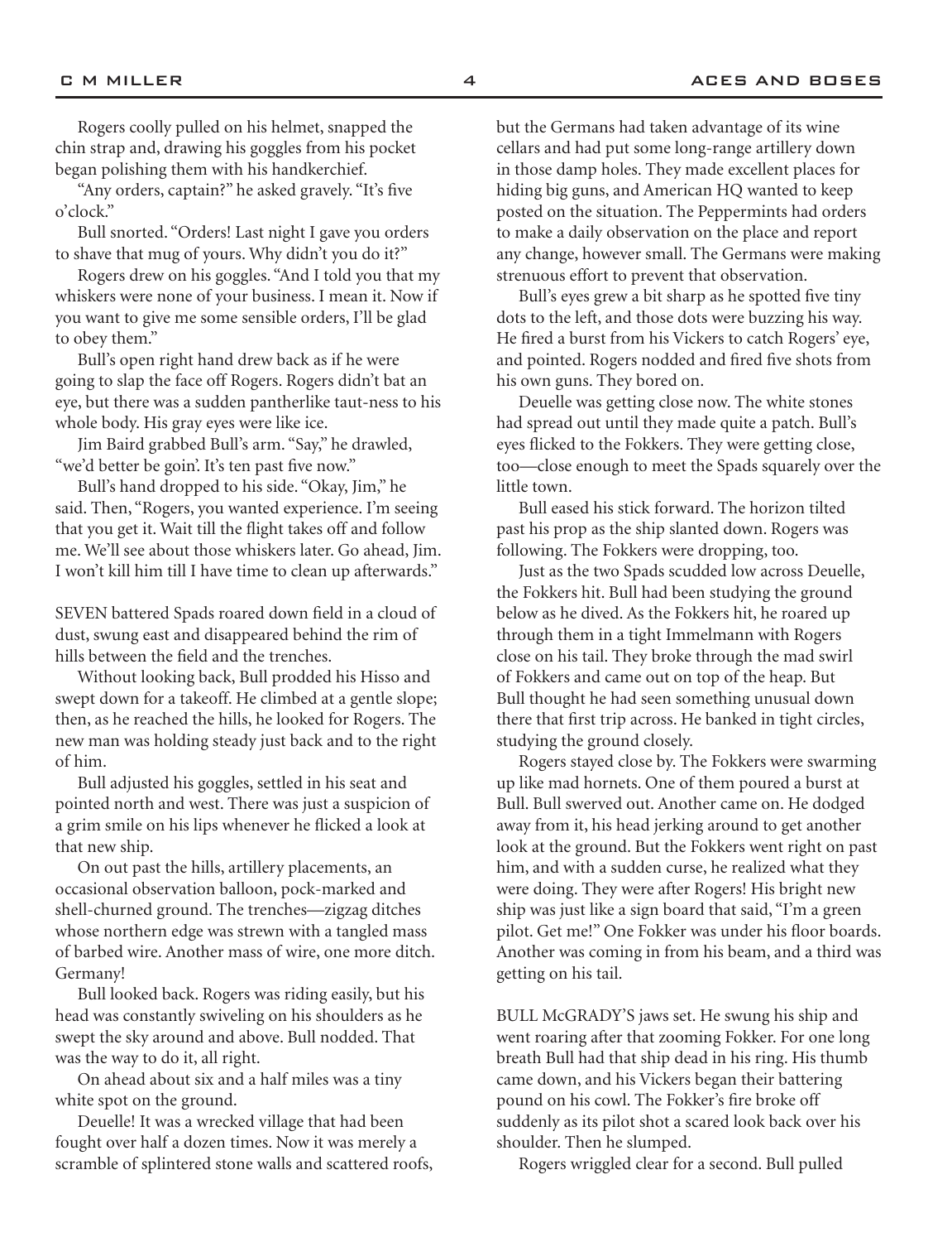Rogers coolly pulled on his helmet, snapped the chin strap and, drawing his goggles from his pocket began polishing them with his handkerchief.

"Any orders, captain?" he asked gravely. "It's five o'clock."

Bull snorted. "Orders! Last night I gave you orders to shave that mug of yours. Why didn't you do it?"

Rogers drew on his goggles. "And I told you that my whiskers were none of your business. I mean it. Now if you want to give me some sensible orders, I'll be glad to obey them."

Bull's open right hand drew back as if he were going to slap the face off Rogers. Rogers didn't bat an eye, but there was a sudden pantherlike taut-ness to his whole body. His gray eyes were like ice.

Jim Baird grabbed Bull's arm. "Say," he drawled, "we'd better be goin'. It's ten past five now."

Bull's hand dropped to his side. "Okay, Jim," he said. Then, "Rogers, you wanted experience. I'm seeing that you get it. Wait till the flight takes off and follow me. We'll see about those whiskers later. Go ahead, Jim. I won't kill him till I have time to clean up afterwards."

SEVEN battered Spads roared down field in a cloud of dust, swung east and disappeared behind the rim of hills between the field and the trenches.

Without looking back, Bull prodded his Hisso and swept down for a takeoff. He climbed at a gentle slope; then, as he reached the hills, he looked for Rogers. The new man was holding steady just back and to the right of him.

Bull adjusted his goggles, settled in his seat and pointed north and west. There was just a suspicion of a grim smile on his lips whenever he flicked a look at that new ship.

On out past the hills, artillery placements, an occasional observation balloon, pock-marked and shell-churned ground. The trenches—zigzag ditches whose northern edge was strewn with a tangled mass of barbed wire. Another mass of wire, one more ditch. Germany!

Bull looked back. Rogers was riding easily, but his head was constantly swiveling on his shoulders as he swept the sky around and above. Bull nodded. That was the way to do it, all right.

On ahead about six and a half miles was a tiny white spot on the ground.

Deuelle! It was a wrecked village that had been fought over half a dozen times. Now it was merely a scramble of splintered stone walls and scattered roofs, but the Germans had taken advantage of its wine cellars and had put some long-range artillery down in those damp holes. They made excellent places for hiding big guns, and American HQ wanted to keep posted on the situation. The Peppermints had orders to make a daily observation on the place and report any change, however small. The Germans were making strenuous effort to prevent that observation.

Bull's eyes grew a bit sharp as he spotted five tiny dots to the left, and those dots were buzzing his way. He fired a burst from his Vickers to catch Rogers' eye, and pointed. Rogers nodded and fired five shots from his own guns. They bored on.

Deuelle was getting close now. The white stones had spread out until they made quite a patch. Bull's eyes flicked to the Fokkers. They were getting close, too—close enough to meet the Spads squarely over the little town.

Bull eased his stick forward. The horizon tilted past his prop as the ship slanted down. Rogers was following. The Fokkers were dropping, too.

Just as the two Spads scudded low across Deuelle, the Fokkers hit. Bull had been studying the ground below as he dived. As the Fokkers hit, he roared up through them in a tight Immelmann with Rogers close on his tail. They broke through the mad swirl of Fokkers and came out on top of the heap. But Bull thought he had seen something unusual down there that first trip across. He banked in tight circles, studying the ground closely.

Rogers stayed close by. The Fokkers were swarming up like mad hornets. One of them poured a burst at Bull. Bull swerved out. Another came on. He dodged away from it, his head jerking around to get another look at the ground. But the Fokkers went right on past him, and with a sudden curse, he realized what they were doing. They were after Rogers! His bright new ship was just like a sign board that said, "I'm a green pilot. Get me!" One Fokker was under his floor boards. Another was coming in from his beam, and a third was getting on his tail.

BULL McGRADY'S jaws set. He swung his ship and went roaring after that zooming Fokker. For one long breath Bull had that ship dead in his ring. His thumb came down, and his Vickers began their battering pound on his cowl. The Fokker's fire broke off suddenly as its pilot shot a scared look back over his shoulder. Then he slumped.

Rogers wriggled clear for a second. Bull pulled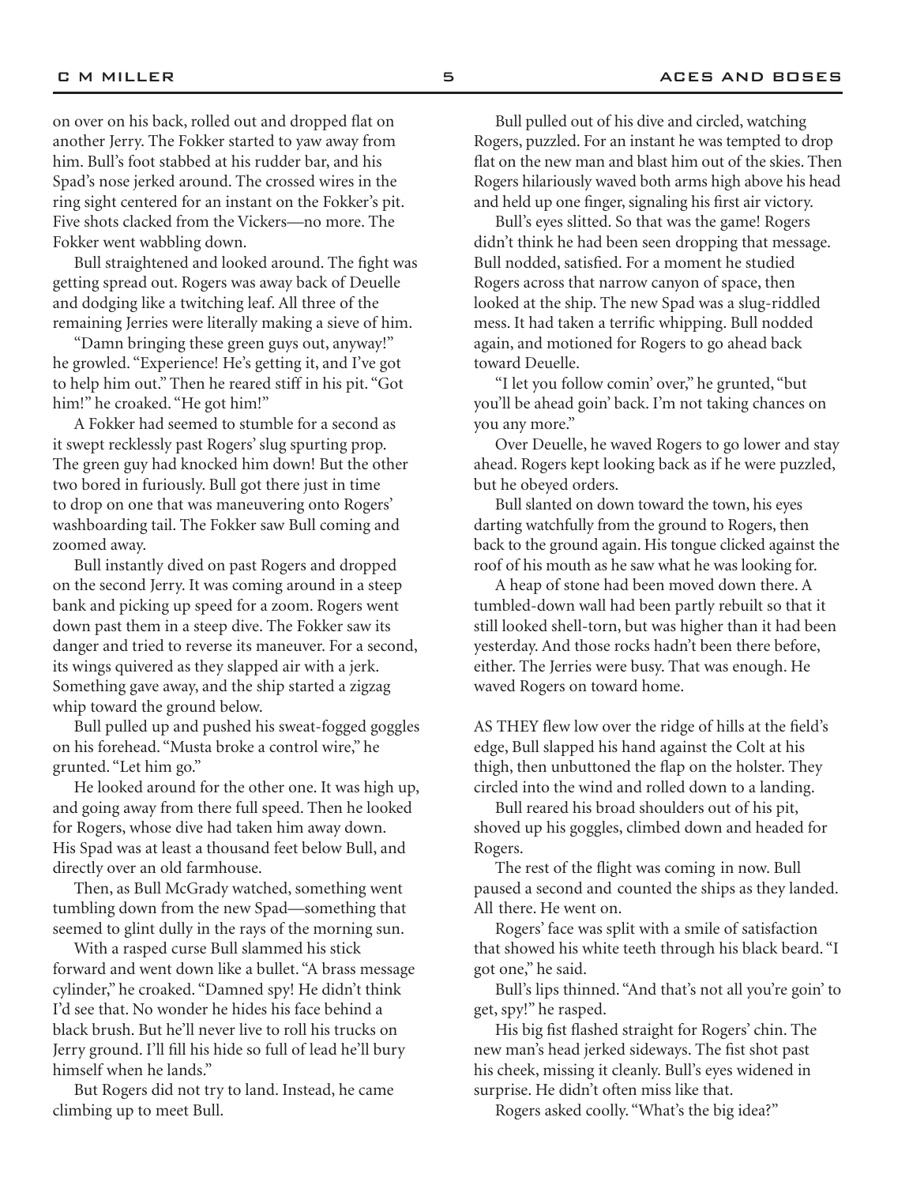on over on his back, rolled out and dropped flat on another Jerry. The Fokker started to yaw away from him. Bull's foot stabbed at his rudder bar, and his Spad's nose jerked around. The crossed wires in the ring sight centered for an instant on the Fokker's pit. Five shots clacked from the Vickers—no more. The Fokker went wabbling down.

Bull straightened and looked around. The fight was getting spread out. Rogers was away back of Deuelle and dodging like a twitching leaf. All three of the remaining Jerries were literally making a sieve of him.

"Damn bringing these green guys out, anyway!" he growled. "Experience! He's getting it, and I've got to help him out." Then he reared stiff in his pit. "Got him!" he croaked. "He got him!"

A Fokker had seemed to stumble for a second as it swept recklessly past Rogers' slug spurting prop. The green guy had knocked him down! But the other two bored in furiously. Bull got there just in time to drop on one that was maneuvering onto Rogers' washboarding tail. The Fokker saw Bull coming and zoomed away.

Bull instantly dived on past Rogers and dropped on the second Jerry. It was coming around in a steep bank and picking up speed for a zoom. Rogers went down past them in a steep dive. The Fokker saw its danger and tried to reverse its maneuver. For a second, its wings quivered as they slapped air with a jerk. Something gave away, and the ship started a zigzag whip toward the ground below.

Bull pulled up and pushed his sweat-fogged goggles on his forehead. "Musta broke a control wire," he grunted. "Let him go."

He looked around for the other one. It was high up, and going away from there full speed. Then he looked for Rogers, whose dive had taken him away down. His Spad was at least a thousand feet below Bull, and directly over an old farmhouse.

Then, as Bull McGrady watched, something went tumbling down from the new Spad—something that seemed to glint dully in the rays of the morning sun.

With a rasped curse Bull slammed his stick forward and went down like a bullet. "A brass message cylinder," he croaked. "Damned spy! He didn't think I'd see that. No wonder he hides his face behind a black brush. But he'll never live to roll his trucks on Jerry ground. I'll fill his hide so full of lead he'll bury himself when he lands."

But Rogers did not try to land. Instead, he came climbing up to meet Bull.

Bull pulled out of his dive and circled, watching Rogers, puzzled. For an instant he was tempted to drop flat on the new man and blast him out of the skies. Then Rogers hilariously waved both arms high above his head and held up one finger, signaling his first air victory.

Bull's eyes slitted. So that was the game! Rogers didn't think he had been seen dropping that message. Bull nodded, satisfied. For a moment he studied Rogers across that narrow canyon of space, then looked at the ship. The new Spad was a slug-riddled mess. It had taken a terrific whipping. Bull nodded again, and motioned for Rogers to go ahead back toward Deuelle.

"I let you follow comin' over," he grunted, "but you'll be ahead goin' back. I'm not taking chances on you any more."

Over Deuelle, he waved Rogers to go lower and stay ahead. Rogers kept looking back as if he were puzzled, but he obeyed orders.

Bull slanted on down toward the town, his eyes darting watchfully from the ground to Rogers, then back to the ground again. His tongue clicked against the roof of his mouth as he saw what he was looking for.

A heap of stone had been moved down there. A tumbled-down wall had been partly rebuilt so that it still looked shell-torn, but was higher than it had been yesterday. And those rocks hadn't been there before, either. The Jerries were busy. That was enough. He waved Rogers on toward home.

AS THEY flew low over the ridge of hills at the field's edge, Bull slapped his hand against the Colt at his thigh, then unbuttoned the flap on the holster. They circled into the wind and rolled down to a landing.

Bull reared his broad shoulders out of his pit, shoved up his goggles, climbed down and headed for Rogers.

The rest of the flight was coming in now. Bull paused a second and counted the ships as they landed. All there. He went on.

Rogers' face was split with a smile of satisfaction that showed his white teeth through his black beard. "I got one," he said.

Bull's lips thinned. "And that's not all you're goin' to get, spy!" he rasped.

His big fist flashed straight for Rogers' chin. The new man's head jerked sideways. The fist shot past his cheek, missing it cleanly. Bull's eyes widened in surprise. He didn't often miss like that.

Rogers asked coolly. "What's the big idea?"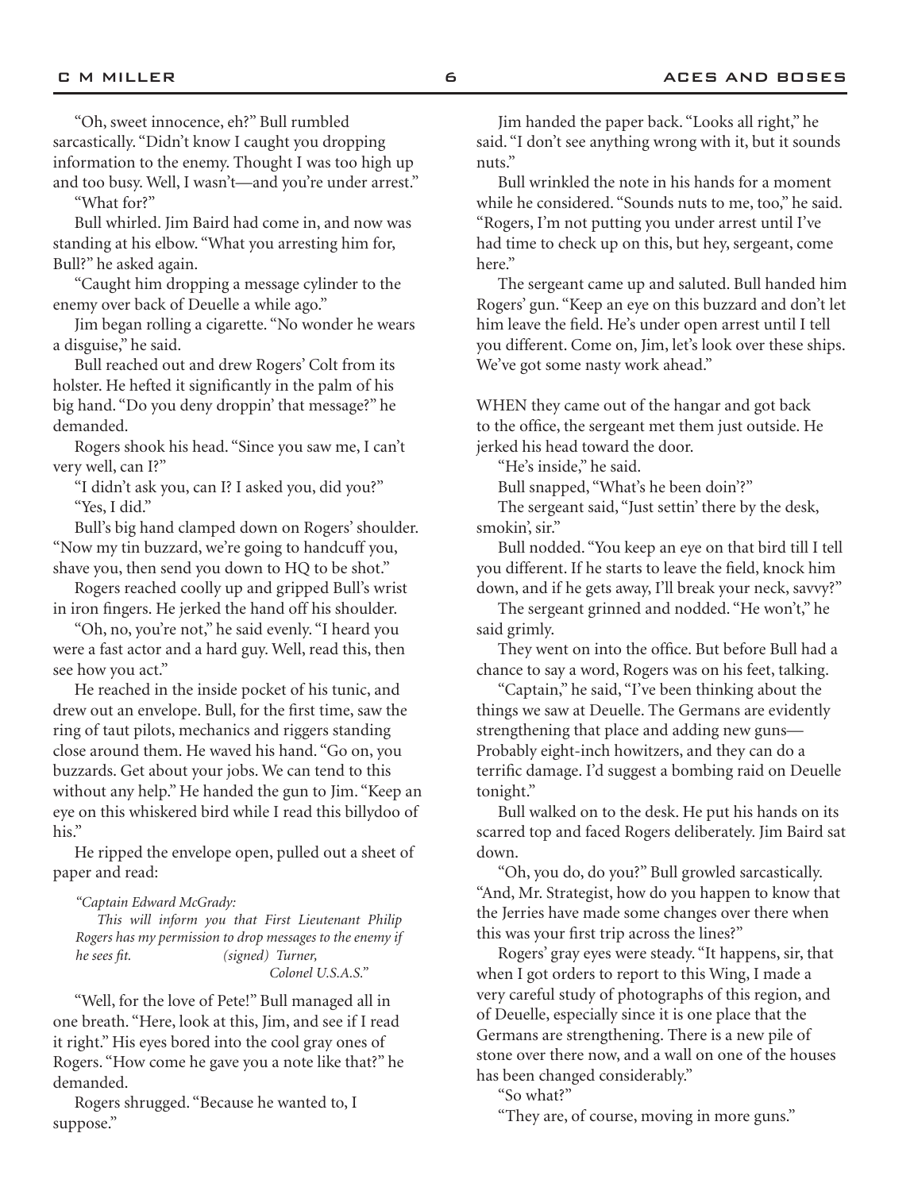"Oh, sweet innocence, eh?" Bull rumbled sarcastically. "Didn't know I caught you dropping information to the enemy. Thought I was too high up and too busy. Well, I wasn't—and you're under arrest."

"What for?"

Bull whirled. Jim Baird had come in, and now was standing at his elbow. "What you arresting him for, Bull?" he asked again.

"Caught him dropping a message cylinder to the enemy over back of Deuelle a while ago."

Jim began rolling a cigarette. "No wonder he wears a disguise," he said.

Bull reached out and drew Rogers' Colt from its holster. He hefted it significantly in the palm of his big hand. "Do you deny droppin' that message?" he demanded.

Rogers shook his head. "Since you saw me, I can't very well, can I?"

"I didn't ask you, can I? I asked you, did you?"

"Yes, I did."

Bull's big hand clamped down on Rogers' shoulder. "Now my tin buzzard, we're going to handcuff you, shave you, then send you down to HQ to be shot."

Rogers reached coolly up and gripped Bull's wrist in iron fingers. He jerked the hand off his shoulder.

"Oh, no, you're not," he said evenly. "I heard you were a fast actor and a hard guy. Well, read this, then see how you act."

He reached in the inside pocket of his tunic, and drew out an envelope. Bull, for the first time, saw the ring of taut pilots, mechanics and riggers standing close around them. He waved his hand. "Go on, you buzzards. Get about your jobs. We can tend to this without any help." He handed the gun to Jim. "Keep an eye on this whiskered bird while I read this billydoo of his."

He ripped the envelope open, pulled out a sheet of paper and read:

*"Captain Edward McGrady:*

*This will inform you that First Lieutenant Philip Rogers has my permission to drop messages to the enemy if he sees fit. (signed) Turner,*
*Colonel U.S.A.S."*

"Well, for the love of Pete!" Bull managed all in one breath. "Here, look at this, Jim, and see if I read it right." His eyes bored into the cool gray ones of Rogers. "How come he gave you a note like that?" he demanded.

Rogers shrugged. "Because he wanted to, I suppose."

Jim handed the paper back. "Looks all right," he said. "I don't see anything wrong with it, but it sounds nuts."

Bull wrinkled the note in his hands for a moment while he considered. "Sounds nuts to me, too," he said. "Rogers, I'm not putting you under arrest until I've had time to check up on this, but hey, sergeant, come here."

The sergeant came up and saluted. Bull handed him Rogers' gun. "Keep an eye on this buzzard and don't let him leave the field. He's under open arrest until I tell you different. Come on, Jim, let's look over these ships. We've got some nasty work ahead."

WHEN they came out of the hangar and got back to the office, the sergeant met them just outside. He jerked his head toward the door.

"He's inside," he said.

Bull snapped, "What's he been doin'?"

The sergeant said, "Just settin' there by the desk, smokin', sir."

Bull nodded. "You keep an eye on that bird till I tell you different. If he starts to leave the field, knock him down, and if he gets away, I'll break your neck, savvy?"

The sergeant grinned and nodded. "He won't," he said grimly.

They went on into the office. But before Bull had a chance to say a word, Rogers was on his feet, talking.

"Captain," he said, "I've been thinking about the things we saw at Deuelle. The Germans are evidently strengthening that place and adding new guns—Probably eight-inch howitzers, and they can do a terrific damage. I'd suggest a bombing raid on Deuelle tonight."

Bull walked on to the desk. He put his hands on its scarred top and faced Rogers deliberately. Jim Baird sat down.

"Oh, you do, do you?" Bull growled sarcastically. "And, Mr. Strategist, how do you happen to know that the Jerries have made some changes over there when this was your first trip across the lines?"

Rogers' gray eyes were steady. "It happens, sir, that when I got orders to report to this Wing, I made a very careful study of photographs of this region, and of Deuelle, especially since it is one place that the Germans are strengthening. There is a new pile of stone over there now, and a wall on one of the houses has been changed considerably."

"So what?"

"They are, of course, moving in more guns."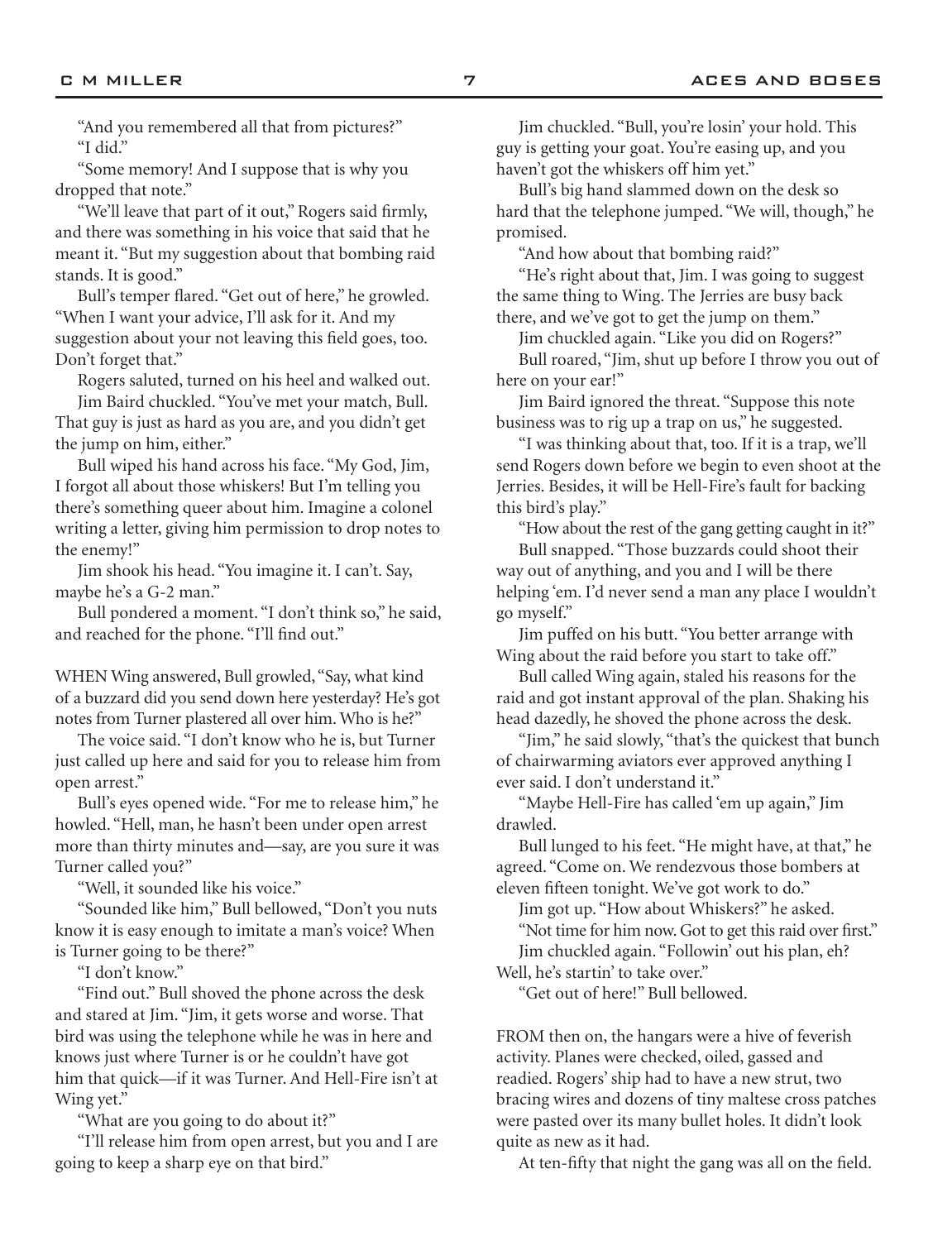"And you remembered all that from pictures?"

"I did."

"Some memory! And I suppose that is why you dropped that note."

"We'll leave that part of it out," Rogers said firmly, and there was something in his voice that said that he meant it. "But my suggestion about that bombing raid stands. It is good."

Bull's temper flared. "Get out of here," he growled. "When I want your advice, I'll ask for it. And my suggestion about your not leaving this field goes, too. Don't forget that."

Rogers saluted, turned on his heel and walked out.

Jim Baird chuckled. "You've met your match, Bull. That guy is just as hard as you are, and you didn't get the jump on him, either."

Bull wiped his hand across his face. "My God, Jim, I forgot all about those whiskers! But I'm telling you there's something queer about him. Imagine a colonel writing a letter, giving him permission to drop notes to the enemy!"

Jim shook his head. "You imagine it. I can't. Say, maybe he's a G-2 man."

Bull pondered a moment. "I don't think so," he said, and reached for the phone. "I'll find out."

WHEN Wing answered, Bull growled, "Say, what kind of a buzzard did you send down here yesterday? He's got notes from Turner plastered all over him. Who is he?"

The voice said. "I don't know who he is, but Turner just called up here and said for you to release him from open arrest."

Bull's eyes opened wide. "For me to release him," he howled. "Hell, man, he hasn't been under open arrest more than thirty minutes and—say, are you sure it was Turner called you?"

"Well, it sounded like his voice."

"Sounded like him," Bull bellowed, "Don't you nuts know it is easy enough to imitate a man's voice? When is Turner going to be there?"

"I don't know."

"Find out." Bull shoved the phone across the desk and stared at Jim. "Jim, it gets worse and worse. That bird was using the telephone while he was in here and knows just where Turner is or he couldn't have got him that quick—if it was Turner. And Hell-Fire isn't at Wing yet."

"What are you going to do about it?"

"I'll release him from open arrest, but you and I are going to keep a sharp eye on that bird."

Jim chuckled. "Bull, you're losin' your hold. This guy is getting your goat. You're easing up, and you haven't got the whiskers off him yet."

Bull's big hand slammed down on the desk so hard that the telephone jumped. "We will, though," he promised.

"And how about that bombing raid?"

"He's right about that, Jim. I was going to suggest the same thing to Wing. The Jerries are busy back there, and we've got to get the jump on them."

Jim chuckled again. "Like you did on Rogers?"

Bull roared, "Jim, shut up before I throw you out of here on your ear!"

Jim Baird ignored the threat. "Suppose this note business was to rig up a trap on us," he suggested.

"I was thinking about that, too. If it is a trap, we'll send Rogers down before we begin to even shoot at the Jerries. Besides, it will be Hell-Fire's fault for backing this bird's play."

"How about the rest of the gang getting caught in it?"

Bull snapped. "Those buzzards could shoot their way out of anything, and you and I will be there helping 'em. I'd never send a man any place I wouldn't go myself."

Jim puffed on his butt. "You better arrange with Wing about the raid before you start to take off."

Bull called Wing again, staled his reasons for the raid and got instant approval of the plan. Shaking his head dazedly, he shoved the phone across the desk.

"Jim," he said slowly, "that's the quickest that bunch of chairwarming aviators ever approved anything I ever said. I don't understand it."

"Maybe Hell-Fire has called 'em up again," Jim drawled.

Bull lunged to his feet. "He might have, at that," he agreed. "Come on. We rendezvous those bombers at eleven fifteen tonight. We've got work to do."

Jim got up. "How about Whiskers?" he asked.

"Not time for him now. Got to get this raid over first."

Jim chuckled again. "Followin' out his plan, eh? Well, he's startin' to take over."

"Get out of here!" Bull bellowed.

FROM then on, the hangars were a hive of feverish activity. Planes were checked, oiled, gassed and readied. Rogers' ship had to have a new strut, two bracing wires and dozens of tiny maltese cross patches were pasted over its many bullet holes. It didn't look quite as new as it had.

At ten-fifty that night the gang was all on the field.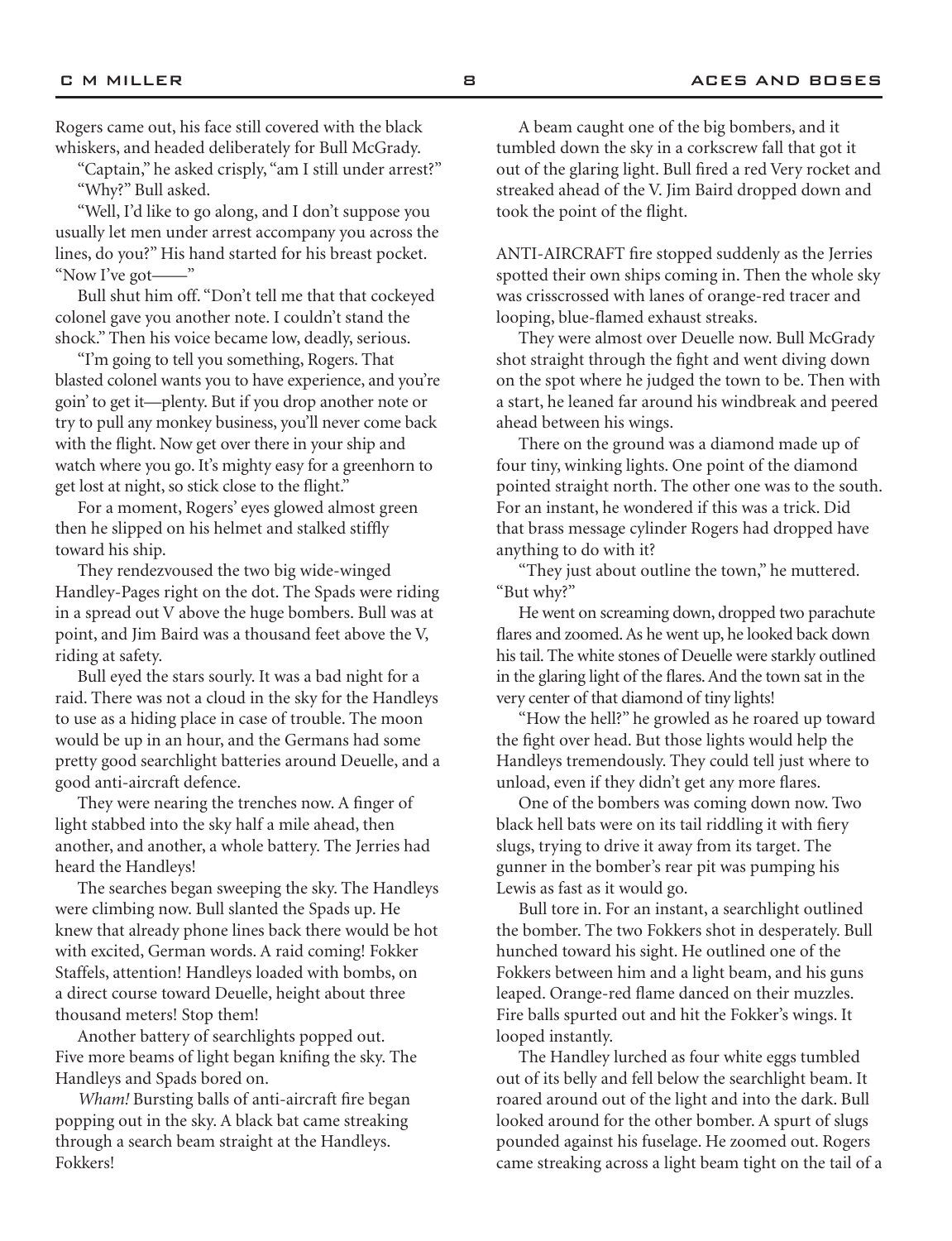Rogers came out, his face still covered with the black whiskers, and headed deliberately for Bull McGrady.

"Captain," he asked crisply, "am I still under arrest?"

"Why?" Bull asked.

"Well, I'd like to go along, and I don't suppose you usually let men under arrest accompany you across the lines, do you?" His hand started for his breast pocket. "Now I've got——"

Bull shut him off. "Don't tell me that that cockeyed colonel gave you another note. I couldn't stand the shock." Then his voice became low, deadly, serious.

"I'm going to tell you something, Rogers. That blasted colonel wants you to have experience, and you're goin' to get it—plenty. But if you drop another note or try to pull any monkey business, you'll never come back with the flight. Now get over there in your ship and watch where you go. It's mighty easy for a greenhorn to get lost at night, so stick close to the flight."

For a moment, Rogers' eyes glowed almost green then he slipped on his helmet and stalked stiffly toward his ship.

They rendezvoused the two big wide-winged Handley-Pages right on the dot. The Spads were riding in a spread out V above the huge bombers. Bull was at point, and Jim Baird was a thousand feet above the V, riding at safety.

Bull eyed the stars sourly. It was a bad night for a raid. There was not a cloud in the sky for the Handleys to use as a hiding place in case of trouble. The moon would be up in an hour, and the Germans had some pretty good searchlight batteries around Deuelle, and a good anti-aircraft defence.

They were nearing the trenches now. A finger of light stabbed into the sky half a mile ahead, then another, and another, a whole battery. The Jerries had heard the Handleys!

The searches began sweeping the sky. The Handleys were climbing now. Bull slanted the Spads up. He knew that already phone lines back there would be hot with excited, German words. A raid coming! Fokker Staffels, attention! Handleys loaded with bombs, on a direct course toward Deuelle, height about three thousand meters! Stop them!

Another battery of searchlights popped out. Five more beams of light began knifing the sky. The Handleys and Spads bored on.

*Wham!* Bursting balls of anti-aircraft fire began popping out in the sky. A black bat came streaking through a search beam straight at the Handleys. Fokkers!

A beam caught one of the big bombers, and it tumbled down the sky in a corkscrew fall that got it out of the glaring light. Bull fired a red Very rocket and streaked ahead of the V. Jim Baird dropped down and took the point of the flight.

ANTI-AIRCRAFT fire stopped suddenly as the Jerries spotted their own ships coming in. Then the whole sky was crisscrossed with lanes of orange-red tracer and looping, blue-flamed exhaust streaks.

They were almost over Deuelle now. Bull McGrady shot straight through the fight and went diving down on the spot where he judged the town to be. Then with a start, he leaned far around his windbreak and peered ahead between his wings.

There on the ground was a diamond made up of four tiny, winking lights. One point of the diamond pointed straight north. The other one was to the south. For an instant, he wondered if this was a trick. Did that brass message cylinder Rogers had dropped have anything to do with it?

"They just about outline the town," he muttered. "But why?"

He went on screaming down, dropped two parachute flares and zoomed. As he went up, he looked back down his tail. The white stones of Deuelle were starkly outlined in the glaring light of the flares. And the town sat in the very center of that diamond of tiny lights!

"How the hell?" he growled as he roared up toward the fight over head. But those lights would help the Handleys tremendously. They could tell just where to unload, even if they didn't get any more flares.

One of the bombers was coming down now. Two black hell bats were on its tail riddling it with fiery slugs, trying to drive it away from its target. The gunner in the bomber's rear pit was pumping his Lewis as fast as it would go.

Bull tore in. For an instant, a searchlight outlined the bomber. The two Fokkers shot in desperately. Bull hunched toward his sight. He outlined one of the Fokkers between him and a light beam, and his guns leaped. Orange-red flame danced on their muzzles. Fire balls spurted out and hit the Fokker's wings. It looped instantly.

The Handley lurched as four white eggs tumbled out of its belly and fell below the searchlight beam. It roared around out of the light and into the dark. Bull looked around for the other bomber. A spurt of slugs pounded against his fuselage. He zoomed out. Rogers came streaking across a light beam tight on the tail of a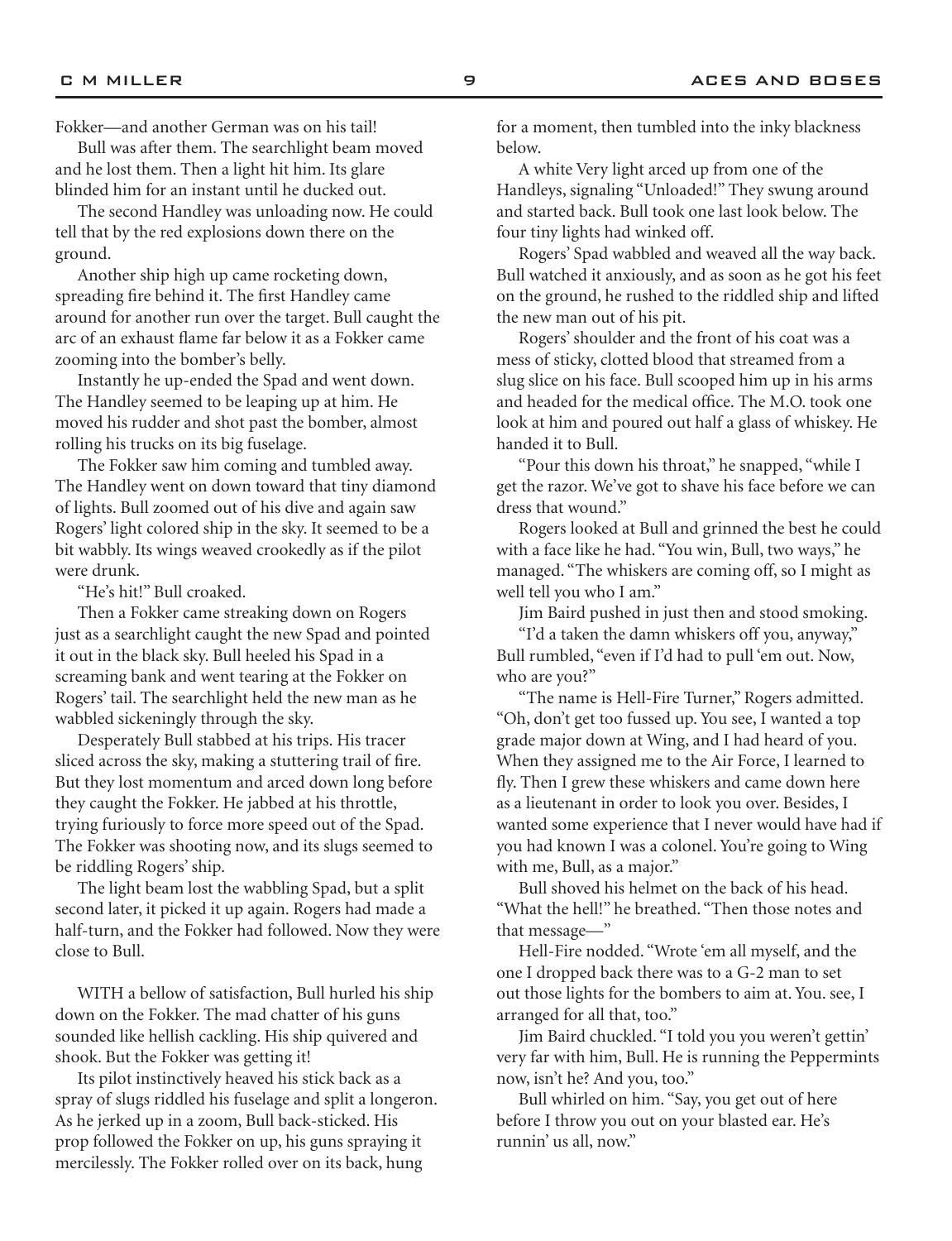Fokker—and another German was on his tail!

Bull was after them. The searchlight beam moved and he lost them. Then a light hit him. Its glare blinded him for an instant until he ducked out.

The second Handley was unloading now. He could tell that by the red explosions down there on the ground.

Another ship high up came rocketing down, spreading fire behind it. The first Handley came around for another run over the target. Bull caught the arc of an exhaust flame far below it as a Fokker came zooming into the bomber's belly.

Instantly he up-ended the Spad and went down. The Handley seemed to be leaping up at him. He moved his rudder and shot past the bomber, almost rolling his trucks on its big fuselage.

The Fokker saw him coming and tumbled away. The Handley went on down toward that tiny diamond of lights. Bull zoomed out of his dive and again saw Rogers' light colored ship in the sky. It seemed to be a bit wabbly. Its wings weaved crookedly as if the pilot were drunk.

"He's hit!" Bull croaked.

Then a Fokker came streaking down on Rogers just as a searchlight caught the new Spad and pointed it out in the black sky. Bull heeled his Spad in a screaming bank and went tearing at the Fokker on Rogers' tail. The searchlight held the new man as he wabbled sickeningly through the sky.

Desperately Bull stabbed at his trips. His tracer sliced across the sky, making a stuttering trail of fire. But they lost momentum and arced down long before they caught the Fokker. He jabbed at his throttle, trying furiously to force more speed out of the Spad. The Fokker was shooting now, and its slugs seemed to be riddling Rogers' ship.

The light beam lost the wabbling Spad, but a split second later, it picked it up again. Rogers had made a half-turn, and the Fokker had followed. Now they were close to Bull.

WITH a bellow of satisfaction, Bull hurled his ship down on the Fokker. The mad chatter of his guns sounded like hellish cackling. His ship quivered and shook. But the Fokker was getting it!

Its pilot instinctively heaved his stick back as a spray of slugs riddled his fuselage and split a longeron. As he jerked up in a zoom, Bull back-sticked. His prop followed the Fokker on up, his guns spraying it mercilessly. The Fokker rolled over on its back, hung for a moment, then tumbled into the inky blackness below.

A white Very light arced up from one of the Handleys, signaling "Unloaded!" They swung around and started back. Bull took one last look below. The four tiny lights had winked off.

Rogers' Spad wabbled and weaved all the way back. Bull watched it anxiously, and as soon as he got his feet on the ground, he rushed to the riddled ship and lifted the new man out of his pit.

Rogers' shoulder and the front of his coat was a mess of sticky, clotted blood that streamed from a slug slice on his face. Bull scooped him up in his arms and headed for the medical office. The M.O. took one look at him and poured out half a glass of whiskey. He handed it to Bull.

"Pour this down his throat," he snapped, "while I get the razor. We've got to shave his face before we can dress that wound."

Rogers looked at Bull and grinned the best he could with a face like he had. "You win, Bull, two ways," he managed. "The whiskers are coming off, so I might as well tell you who I am."

Jim Baird pushed in just then and stood smoking.

"I'd a taken the damn whiskers off you, anyway," Bull rumbled, "even if I'd had to pull 'em out. Now, who are you?"

"The name is Hell-Fire Turner," Rogers admitted. "Oh, don't get too fussed up. You see, I wanted a top grade major down at Wing, and I had heard of you. When they assigned me to the Air Force, I learned to fly. Then I grew these whiskers and came down here as a lieutenant in order to look you over. Besides, I wanted some experience that I never would have had if you had known I was a colonel. You're going to Wing with me, Bull, as a major."

Bull shoved his helmet on the back of his head. "What the hell!" he breathed. "Then those notes and that message—"

Hell-Fire nodded. "Wrote 'em all myself, and the one I dropped back there was to a G-2 man to set out those lights for the bombers to aim at. You. see, I arranged for all that, too."

Jim Baird chuckled. "I told you you weren't gettin' very far with him, Bull. He is running the Peppermints now, isn't he? And you, too."

Bull whirled on him. "Say, you get out of here before I throw you out on your blasted ear. He's runnin' us all, now."